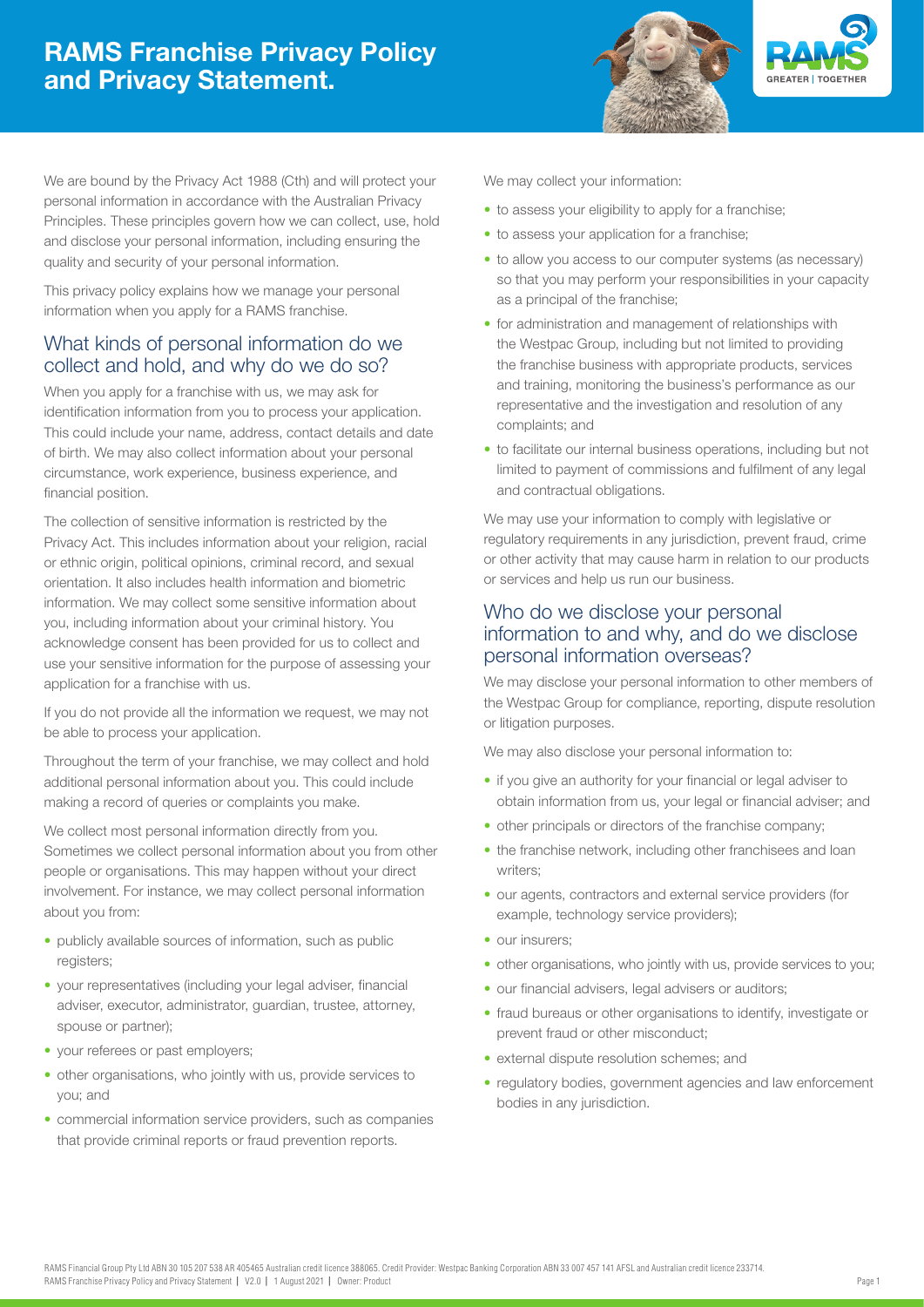# RAMS Franchise Privacy Policy and Privacy Statement.

We are bound by the Privacy Act 1988 (Cth) and will protect your personal information in accordance with the Australian Privacy Principles. These principles govern how we can collect, use, hold and disclose your personal information, including ensuring the quality and security of your personal information.

This privacy policy explains how we manage your personal information when you apply for a RAMS franchise.

## What kinds of personal information do we collect and hold, and why do we do so?

When you apply for a franchise with us, we may ask for identification information from you to process your application. This could include your name, address, contact details and date of birth. We may also collect information about your personal circumstance, work experience, business experience, and financial position.

The collection of sensitive information is restricted by the Privacy Act. This includes information about your religion, racial or ethnic origin, political opinions, criminal record, and sexual orientation. It also includes health information and biometric information. We may collect some sensitive information about you, including information about your criminal history. You acknowledge consent has been provided for us to collect and use your sensitive information for the purpose of assessing your application for a franchise with us.

If you do not provide all the information we request, we may not be able to process your application.

Throughout the term of your franchise, we may collect and hold additional personal information about you. This could include making a record of queries or complaints you make.

We collect most personal information directly from you. Sometimes we collect personal information about you from other people or organisations. This may happen without your direct involvement. For instance, we may collect personal information about you from:

- publicly available sources of information, such as public registers;
- your representatives (including your legal adviser, financial adviser, executor, administrator, guardian, trustee, attorney, spouse or partner);
- your referees or past employers;
- other organisations, who jointly with us, provide services to you; and
- commercial information service providers, such as companies that provide criminal reports or fraud prevention reports.

We may collect your information:

- to assess your eligibility to apply for a franchise;
- to assess your application for a franchise;
- to allow you access to our computer systems (as necessary) so that you may perform your responsibilities in your capacity as a principal of the franchise;
- for administration and management of relationships with the Westpac Group, including but not limited to providing the franchise business with appropriate products, services and training, monitoring the business's performance as our representative and the investigation and resolution of any complaints; and
- to facilitate our internal business operations, including but not limited to payment of commissions and fulfilment of any legal and contractual obligations.

We may use your information to comply with legislative or regulatory requirements in any jurisdiction, prevent fraud, crime or other activity that may cause harm in relation to our products or services and help us run our business.

## Who do we disclose your personal information to and why, and do we disclose personal information overseas?

We may disclose your personal information to other members of the Westpac Group for compliance, reporting, dispute resolution or litigation purposes.

We may also disclose your personal information to:

- if you give an authority for your financial or legal adviser to obtain information from us, your legal or financial adviser; and
- other principals or directors of the franchise company;
- the franchise network, including other franchisees and loan writers;
- our agents, contractors and external service providers (for example, technology service providers);
- our insurers;
- other organisations, who jointly with us, provide services to you;
- our financial advisers, legal advisers or auditors;
- fraud bureaus or other organisations to identify, investigate or prevent fraud or other misconduct;
- external dispute resolution schemes; and
- regulatory bodies, government agencies and law enforcement bodies in any jurisdiction.

RAMS Financial Group Pty Ltd ABN 30 105 207 538 AR 405465 Australian credit licence 388065. Credit Provider: Westpac Banking Corporation ABN 33 007 457 141 AFSL and Australian credit licence 233714.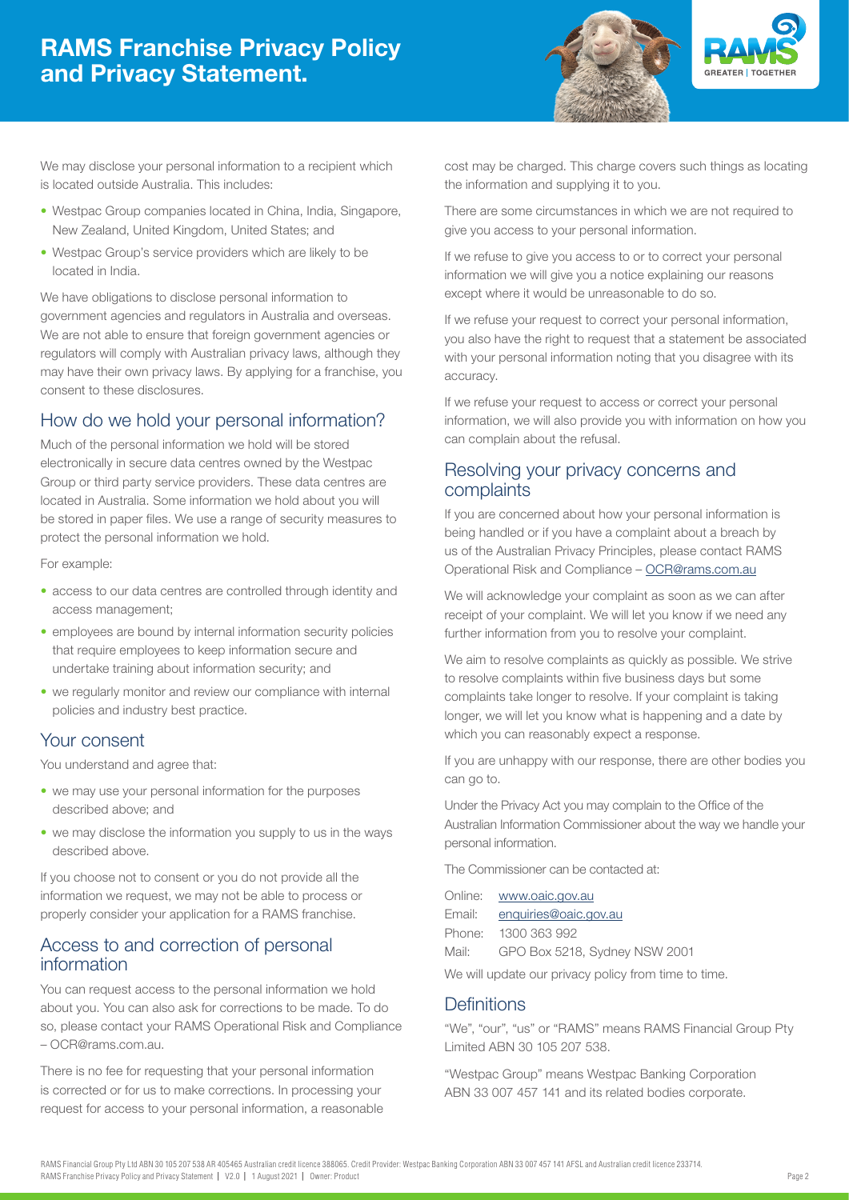# RAMS Franchise Privacy Policy and Privacy Statement.

We may disclose your personal information to a recipient which is located outside Australia. This includes:

- Westpac Group companies located in China, India, Singapore, New Zealand, United Kingdom, United States; and
- Westpac Group's service providers which are likely to be located in India.

We have obligations to disclose personal information to government agencies and regulators in Australia and overseas. We are not able to ensure that foreign government agencies or regulators will comply with Australian privacy laws, although they may have their own privacy laws. By applying for a franchise, you consent to these disclosures.

## How do we hold your personal information?

Much of the personal information we hold will be stored electronically in secure data centres owned by the Westpac Group or third party service providers. These data centres are located in Australia. Some information we hold about you will be stored in paper files. We use a range of security measures to protect the personal information we hold.

For example:

- access to our data centres are controlled through identity and access management;
- employees are bound by internal information security policies that require employees to keep information secure and undertake training about information security; and
- we regularly monitor and review our compliance with internal policies and industry best practice.

## Your consent

You understand and agree that:

- we may use your personal information for the purposes described above; and
- we may disclose the information you supply to us in the ways described above.

If you choose not to consent or you do not provide all the information we request, we may not be able to process or properly consider your application for a RAMS franchise.

## Access to and correction of personal information

You can request access to the personal information we hold about you. You can also ask for corrections to be made. To do so, please contact your RAMS Operational Risk and Compliance – OCR@rams.com.au.

There is no fee for requesting that your personal information is corrected or for us to make corrections. In processing your request for access to your personal information, a reasonable cost may be charged. This charge covers such things as locating the information and supplying it to you.

There are some circumstances in which we are not required to give you access to your personal information.

If we refuse to give you access to or to correct your personal information we will give you a notice explaining our reasons except where it would be unreasonable to do so.

If we refuse your request to correct your personal information, you also have the right to request that a statement be associated with your personal information noting that you disagree with its accuracy.

If we refuse your request to access or correct your personal information, we will also provide you with information on how you can complain about the refusal.

## Resolving your privacy concerns and complaints

If you are concerned about how your personal information is being handled or if you have a complaint about a breach by us of the Australian Privacy Principles, please contact RAMS Operational Risk and Compliance – OCR@rams.com.au

We will acknowledge your complaint as soon as we can after receipt of your complaint. We will let you know if we need any further information from you to resolve your complaint.

We aim to resolve complaints as quickly as possible. We strive to resolve complaints within five business days but some complaints take longer to resolve. If your complaint is taking longer, we will let you know what is happening and a date by which you can reasonably expect a response.

If you are unhappy with our response, there are other bodies you can go to.

Under the Privacy Act you may complain to the Office of the Australian Information Commissioner about the way we handle your personal information.

The Commissioner can be contacted at:

Online: www.oaic.gov.au
Email: enquiries@oaic.gov.au
Phone: 1300 363 992
Mail: GPO Box 5218, Sydney NSW 2001

We will update our privacy policy from time to time.

## Definitions

"We", "our", "us" or "RAMS" means RAMS Financial Group Pty Limited ABN 30 105 207 538.

"Westpac Group" means Westpac Banking Corporation ABN 33 007 457 141 and its related bodies corporate.

RAMS Financial Group Pty Ltd ABN 30 105 207 538 AR 405465 Australian credit licence 388065. Credit Provider: Westpac Banking Corporation ABN 33 007 457 141 AFSL and Australian credit licence 233714.
RAMS Franchise Privacy Policy and Privacy Statement | V2.0 | 1 August 2021 | Owner: Product